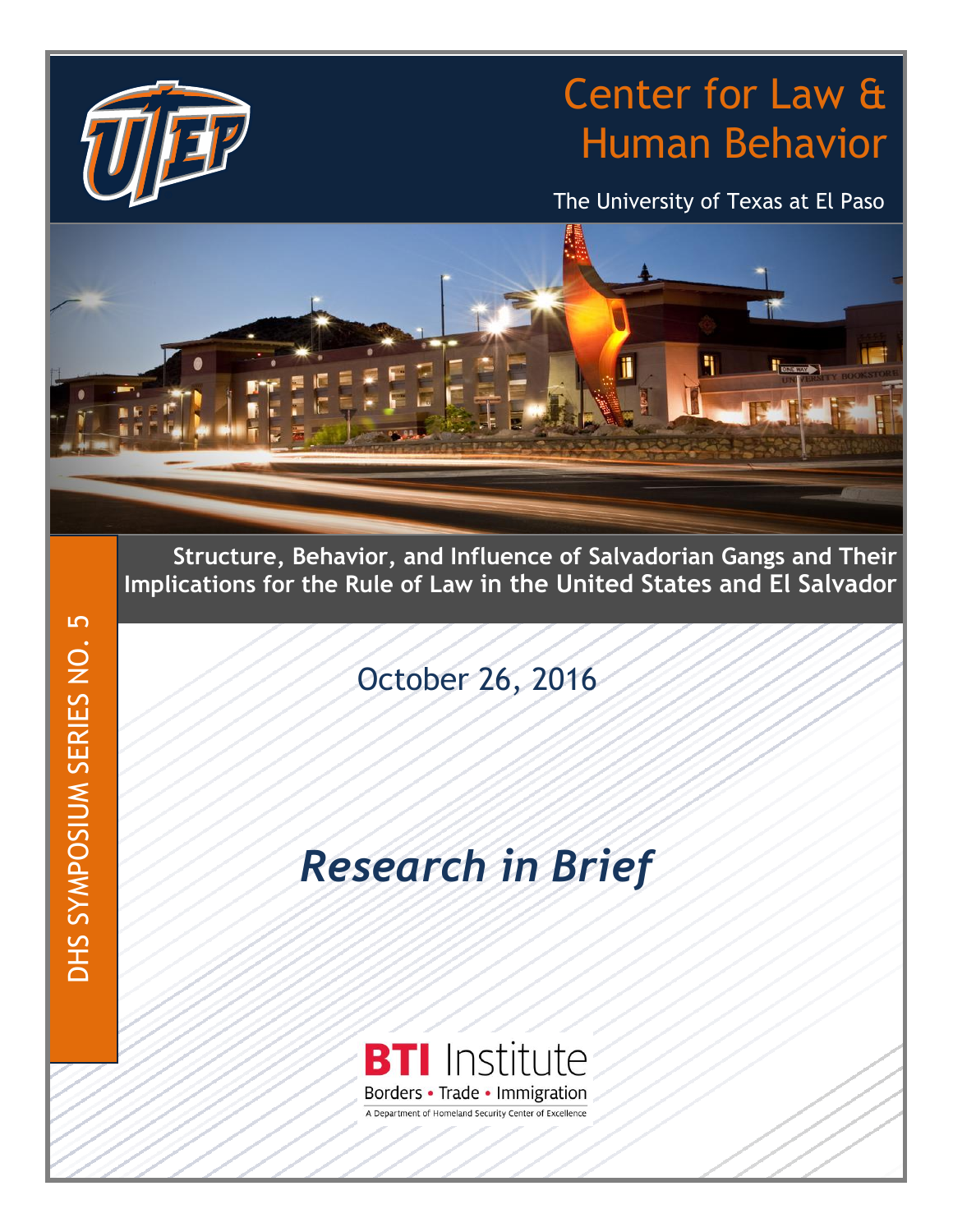# Center for Law & Human Behavior

The University of Texas at El Paso

## Structure, Behavior, and Influence of Salvadorian Gangs and Their Implications for the Rule of Law in the United States and El Salvador

October 26, 2016

DHS SYMPOSIUM SERIES NO. 5

# *Research in Brief*

BTI Institute
Borders • Trade • Immigration
A Department of Homeland Security Center of Excellence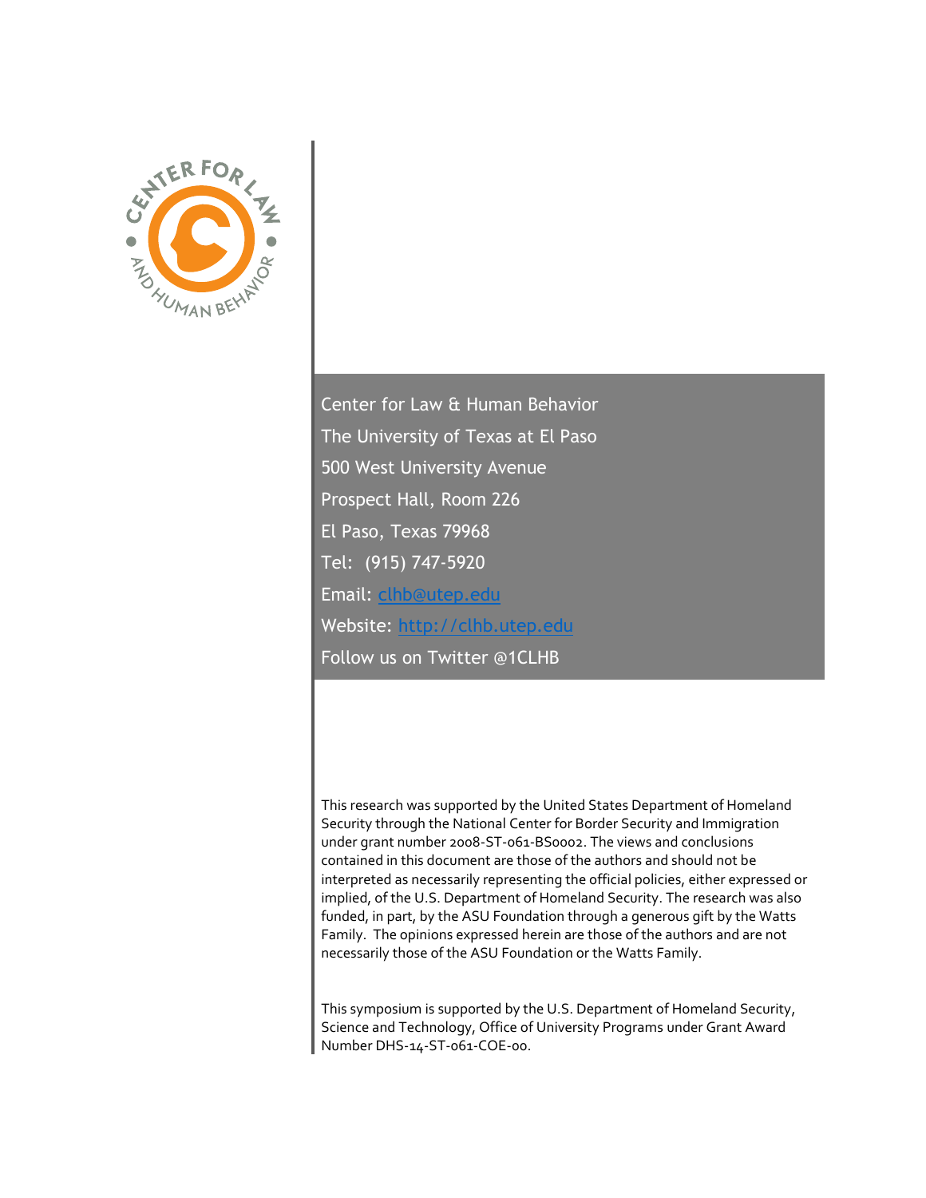Center for Law & Human Behavior
The University of Texas at El Paso
500 West University Avenue
Prospect Hall, Room 226
El Paso, Texas 79968
Tel: (915) 747-5920
Email: clhb@utep.edu
Website: http://clhb.utep.edu
Follow us on Twitter @1CLHB

This research was supported by the United States Department of Homeland Security through the National Center for Border Security and Immigration under grant number 2008-ST-061-BS0002. The views and conclusions contained in this document are those of the authors and should not be interpreted as necessarily representing the official policies, either expressed or implied, of the U.S. Department of Homeland Security. The research was also funded, in part, by the ASU Foundation through a generous gift by the Watts Family. The opinions expressed herein are those of the authors and are not necessarily those of the ASU Foundation or the Watts Family.

This symposium is supported by the U.S. Department of Homeland Security, Science and Technology, Office of University Programs under Grant Award Number DHS-14-ST-061-COE-00.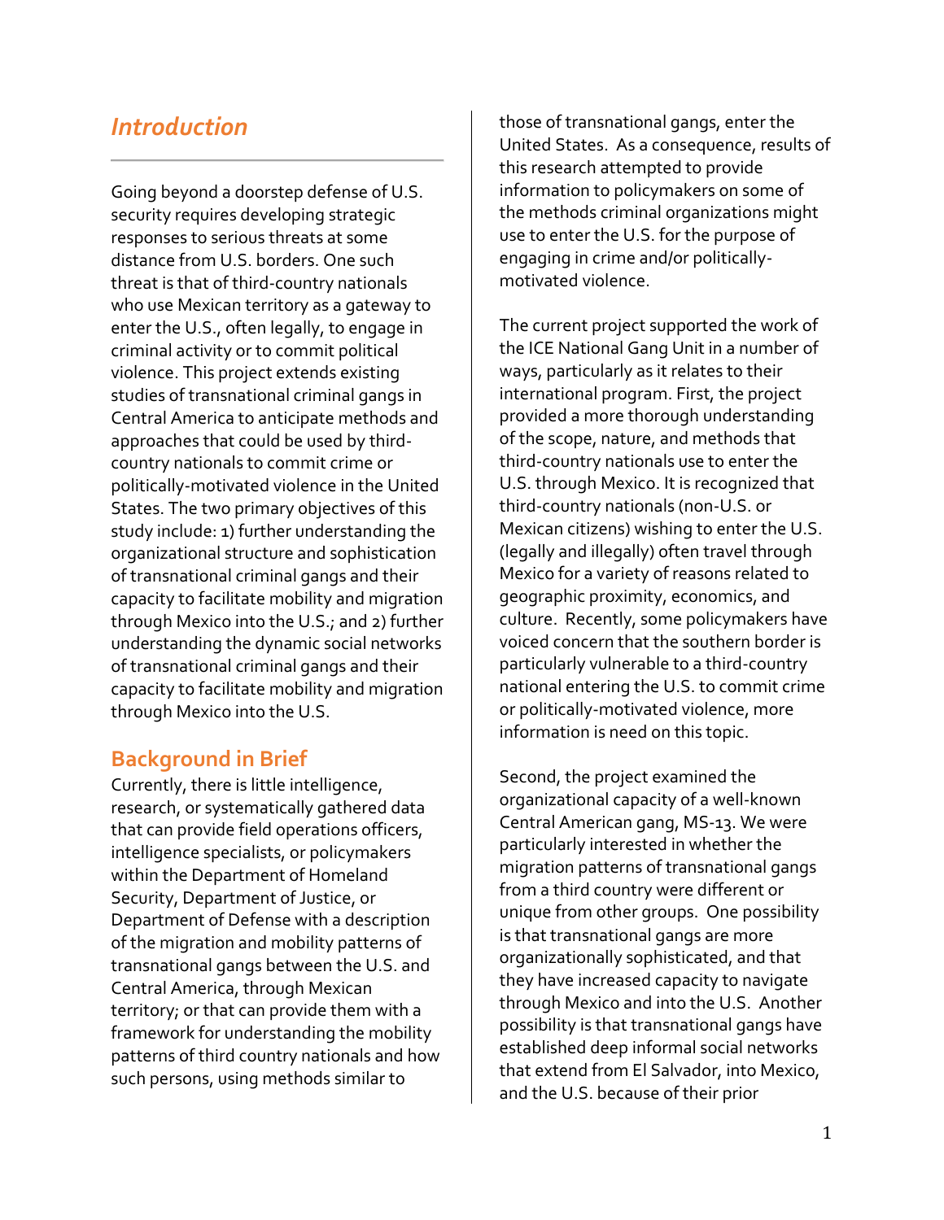## *Introduction*

Going beyond a doorstep defense of U.S. security requires developing strategic responses to serious threats at some distance from U.S. borders. One such threat is that of third-country nationals who use Mexican territory as a gateway to enter the U.S., often legally, to engage in criminal activity or to commit political violence. This project extends existing studies of transnational criminal gangs in Central America to anticipate methods and approaches that could be used by third-country nationals to commit crime or politically-motivated violence in the United States. The two primary objectives of this study include: 1) further understanding the organizational structure and sophistication of transnational criminal gangs and their capacity to facilitate mobility and migration through Mexico into the U.S.; and 2) further understanding the dynamic social networks of transnational criminal gangs and their capacity to facilitate mobility and migration through Mexico into the U.S.

### Background in Brief

Currently, there is little intelligence, research, or systematically gathered data that can provide field operations officers, intelligence specialists, or policymakers within the Department of Homeland Security, Department of Justice, or Department of Defense with a description of the migration and mobility patterns of transnational gangs between the U.S. and Central America, through Mexican territory; or that can provide them with a framework for understanding the mobility patterns of third country nationals and how such persons, using methods similar to those of transnational gangs, enter the United States. As a consequence, results of this research attempted to provide information to policymakers on some of the methods criminal organizations might use to enter the U.S. for the purpose of engaging in crime and/or politically-motivated violence.

The current project supported the work of the ICE National Gang Unit in a number of ways, particularly as it relates to their international program. First, the project provided a more thorough understanding of the scope, nature, and methods that third-country nationals use to enter the U.S. through Mexico. It is recognized that third-country nationals (non-U.S. or Mexican citizens) wishing to enter the U.S. (legally and illegally) often travel through Mexico for a variety of reasons related to geographic proximity, economics, and culture. Recently, some policymakers have voiced concern that the southern border is particularly vulnerable to a third-country national entering the U.S. to commit crime or politically-motivated violence, more information is need on this topic.

Second, the project examined the organizational capacity of a well-known Central American gang, MS-13. We were particularly interested in whether the migration patterns of transnational gangs from a third country were different or unique from other groups. One possibility is that transnational gangs are more organizationally sophisticated, and that they have increased capacity to navigate through Mexico and into the U.S. Another possibility is that transnational gangs have established deep informal social networks that extend from El Salvador, into Mexico, and the U.S. because of their prior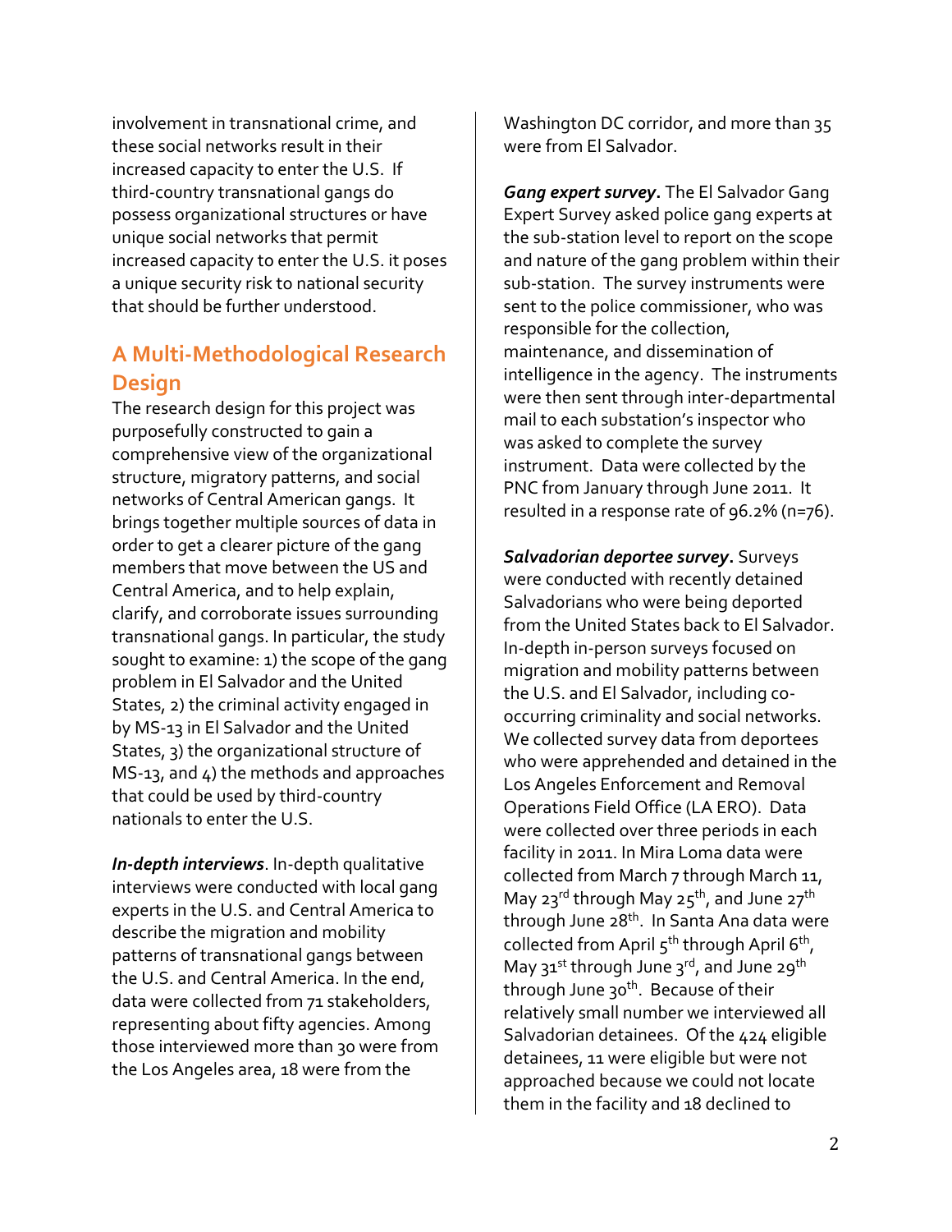involvement in transnational crime, and these social networks result in their increased capacity to enter the U.S. If third-country transnational gangs do possess organizational structures or have unique social networks that permit increased capacity to enter the U.S. it poses a unique security risk to national security that should be further understood.

## A Multi-Methodological Research Design

The research design for this project was purposefully constructed to gain a comprehensive view of the organizational structure, migratory patterns, and social networks of Central American gangs. It brings together multiple sources of data in order to get a clearer picture of the gang members that move between the US and Central America, and to help explain, clarify, and corroborate issues surrounding transnational gangs. In particular, the study sought to examine: 1) the scope of the gang problem in El Salvador and the United States, 2) the criminal activity engaged in by MS-13 in El Salvador and the United States, 3) the organizational structure of MS-13, and 4) the methods and approaches that could be used by third-country nationals to enter the U.S.

***In-depth interviews***. In-depth qualitative interviews were conducted with local gang experts in the U.S. and Central America to describe the migration and mobility patterns of transnational gangs between the U.S. and Central America. In the end, data were collected from 71 stakeholders, representing about fifty agencies. Among those interviewed more than 30 were from the Los Angeles area, 18 were from the Washington DC corridor, and more than 35 were from El Salvador.

***Gang expert survey***. The El Salvador Gang Expert Survey asked police gang experts at the sub-station level to report on the scope and nature of the gang problem within their sub-station. The survey instruments were sent to the police commissioner, who was responsible for the collection, maintenance, and dissemination of intelligence in the agency. The instruments were then sent through inter-departmental mail to each substation's inspector who was asked to complete the survey instrument. Data were collected by the PNC from January through June 2011. It resulted in a response rate of 96.2% (n=76).

***Salvadorian deportee survey***. Surveys were conducted with recently detained Salvadorians who were being deported from the United States back to El Salvador. In-depth in-person surveys focused on migration and mobility patterns between the U.S. and El Salvador, including co-occurring criminality and social networks. We collected survey data from deportees who were apprehended and detained in the Los Angeles Enforcement and Removal Operations Field Office (LA ERO). Data were collected over three periods in each facility in 2011. In Mira Loma data were collected from March 7 through March 11, May 23rd through May 25th, and June 27th through June 28th. In Santa Ana data were collected from April 5th through April 6th, May 31st through June 3rd, and June 29th through June 30th. Because of their relatively small number we interviewed all Salvadorian detainees. Of the 424 eligible detainees, 11 were eligible but were not approached because we could not locate them in the facility and 18 declined to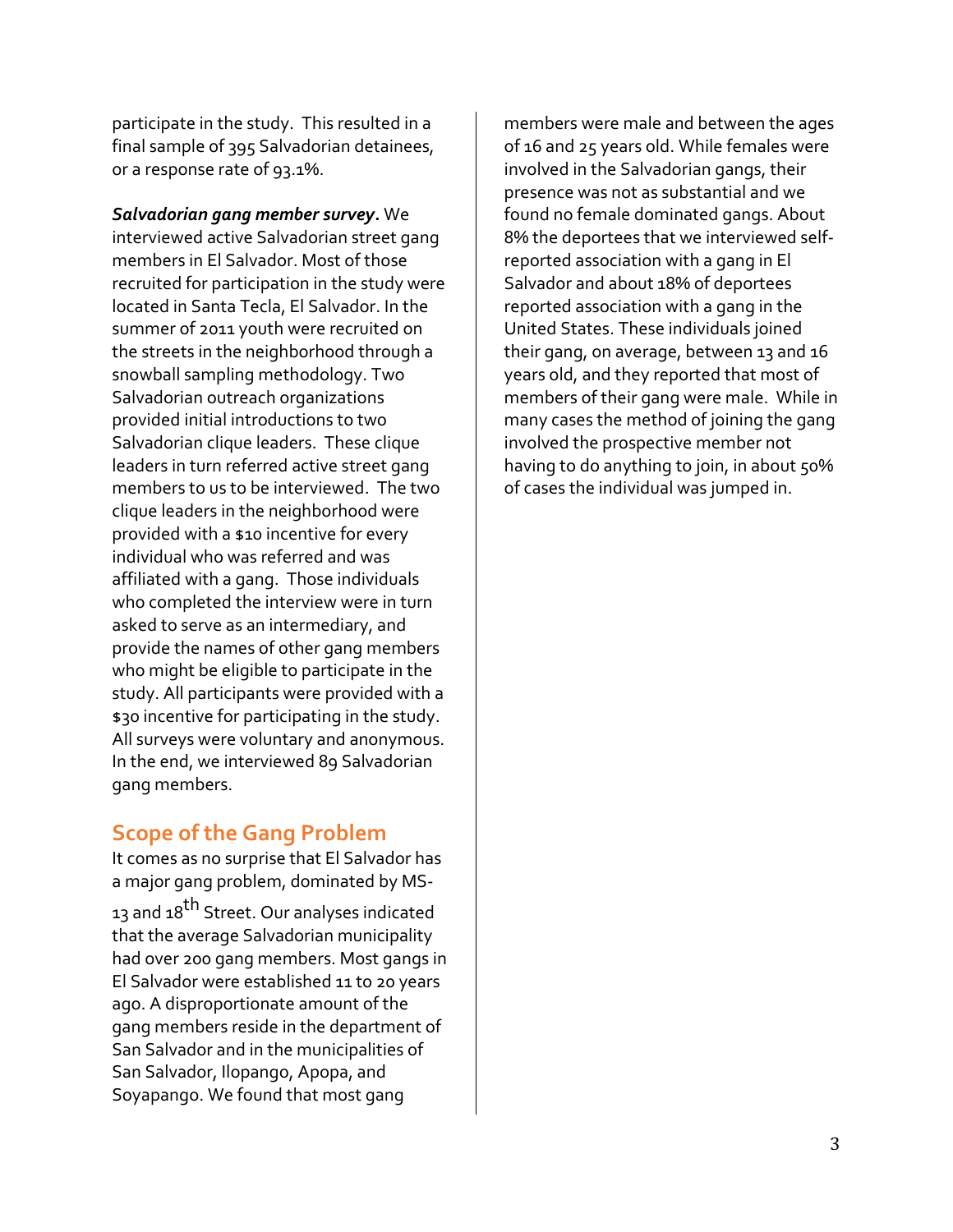participate in the study. This resulted in a final sample of 395 Salvadorian detainees, or a response rate of 93.1%.

***Salvadorian gang member survey***. We interviewed active Salvadorian street gang members in El Salvador. Most of those recruited for participation in the study were located in Santa Tecla, El Salvador. In the summer of 2011 youth were recruited on the streets in the neighborhood through a snowball sampling methodology. Two Salvadorian outreach organizations provided initial introductions to two Salvadorian clique leaders. These clique leaders in turn referred active street gang members to us to be interviewed. The two clique leaders in the neighborhood were provided with a $10 incentive for every individual who was referred and was affiliated with a gang. Those individuals who completed the interview were in turn asked to serve as an intermediary, and provide the names of other gang members who might be eligible to participate in the study. All participants were provided with a $30 incentive for participating in the study. All surveys were voluntary and anonymous. In the end, we interviewed 89 Salvadorian gang members.

## Scope of the Gang Problem

It comes as no surprise that El Salvador has a major gang problem, dominated by MS-13 and 18$^{th}$ Street. Our analyses indicated that the average Salvadorian municipality had over 200 gang members. Most gangs in El Salvador were established 11 to 20 years ago. A disproportionate amount of the gang members reside in the department of San Salvador and in the municipalities of San Salvador, Ilopango, Apopa, and Soyapango. We found that most gang members were male and between the ages of 16 and 25 years old. While females were involved in the Salvadorian gangs, their presence was not as substantial and we found no female dominated gangs. About 8% the deportees that we interviewed self-reported association with a gang in El Salvador and about 18% of deportees reported association with a gang in the United States. These individuals joined their gang, on average, between 13 and 16 years old, and they reported that most of members of their gang were male. While in many cases the method of joining the gang involved the prospective member not having to do anything to join, in about 50% of cases the individual was jumped in.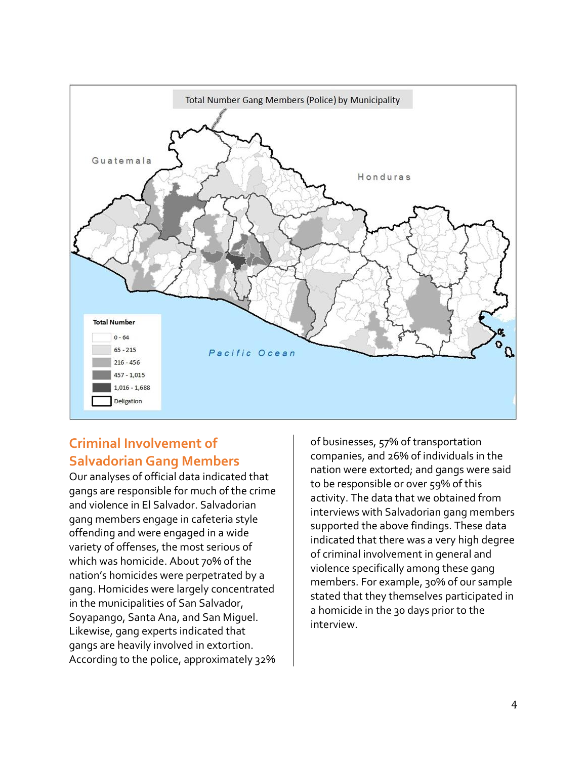Total Number Gang Members (Police) by Municipality

Guatemala

Honduras

Pacific Ocean

**Total Number**

| | |
|---|---|
| | 0 - 64 |
| | 65 - 215 |
| | 216 - 456 |
| | 457 - 1,015 |
| | 1,016 - 1,688 |
| | Deligation |

## Criminal Involvement of Salvadorian Gang Members

Our analyses of official data indicated that gangs are responsible for much of the crime and violence in El Salvador. Salvadorian gang members engage in cafeteria style offending and were engaged in a wide variety of offenses, the most serious of which was homicide. About 70% of the nation's homicides were perpetrated by a gang. Homicides were largely concentrated in the municipalities of San Salvador, Soyapango, Santa Ana, and San Miguel. Likewise, gang experts indicated that gangs are heavily involved in extortion. According to the police, approximately 32% of businesses, 57% of transportation companies, and 26% of individuals in the nation were extorted; and gangs were said to be responsible or over 59% of this activity. The data that we obtained from interviews with Salvadorian gang members supported the above findings. These data indicated that there was a very high degree of criminal involvement in general and violence specifically among these gang members. For example, 30% of our sample stated that they themselves participated in a homicide in the 30 days prior to the interview.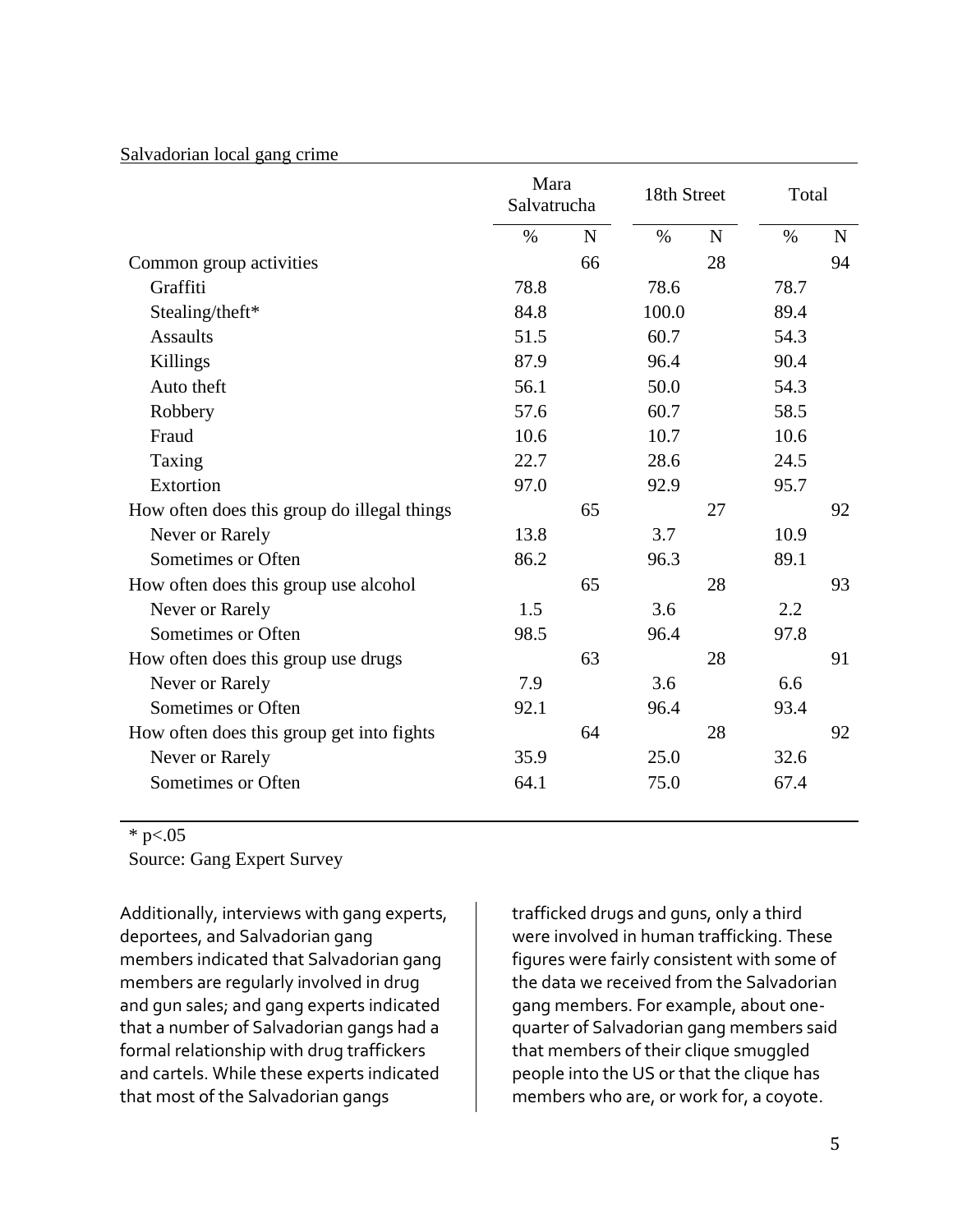Salvadorian local gang crime

| | Mara Salvatrucha | | 18th Street | | Total | |
|---|---|---|---|---|---|---|
| | % | N | % | N | % | N |
| Common group activities | | 66 | | 28 | | 94 |
| Graffiti | 78.8 | | 78.6 | | 78.7 | |
| Stealing/theft* | 84.8 | | 100.0 | | 89.4 | |
| Assaults | 51.5 | | 60.7 | | 54.3 | |
| Killings | 87.9 | | 96.4 | | 90.4 | |
| Auto theft | 56.1 | | 50.0 | | 54.3 | |
| Robbery | 57.6 | | 60.7 | | 58.5 | |
| Fraud | 10.6 | | 10.7 | | 10.6 | |
| Taxing | 22.7 | | 28.6 | | 24.5 | |
| Extortion | 97.0 | | 92.9 | | 95.7 | |
| How often does this group do illegal things | | 65 | | 27 | | 92 |
| Never or Rarely | 13.8 | | 3.7 | | 10.9 | |
| Sometimes or Often | 86.2 | | 96.3 | | 89.1 | |
| How often does this group use alcohol | | 65 | | 28 | | 93 |
| Never or Rarely | 1.5 | | 3.6 | | 2.2 | |
| Sometimes or Often | 98.5 | | 96.4 | | 97.8 | |
| How often does this group use drugs | | 63 | | 28 | | 91 |
| Never or Rarely | 7.9 | | 3.6 | | 6.6 | |
| Sometimes or Often | 92.1 | | 96.4 | | 93.4 | |
| How often does this group get into fights | | 64 | | 28 | | 92 |
| Never or Rarely | 35.9 | | 25.0 | | 32.6 | |
| Sometimes or Often | 64.1 | | 75.0 | | 67.4 | |

* $p<.05$

Source: Gang Expert Survey

Additionally, interviews with gang experts, deportees, and Salvadorian gang members indicated that Salvadorian gang members are regularly involved in drug and gun sales; and gang experts indicated that a number of Salvadorian gangs had a formal relationship with drug traffickers and cartels. While these experts indicated that most of the Salvadorian gangs trafficked drugs and guns, only a third were involved in human trafficking. These figures were fairly consistent with some of the data we received from the Salvadorian gang members. For example, about one-quarter of Salvadorian gang members said that members of their clique smuggled people into the US or that the clique has members who are, or work for, a coyote.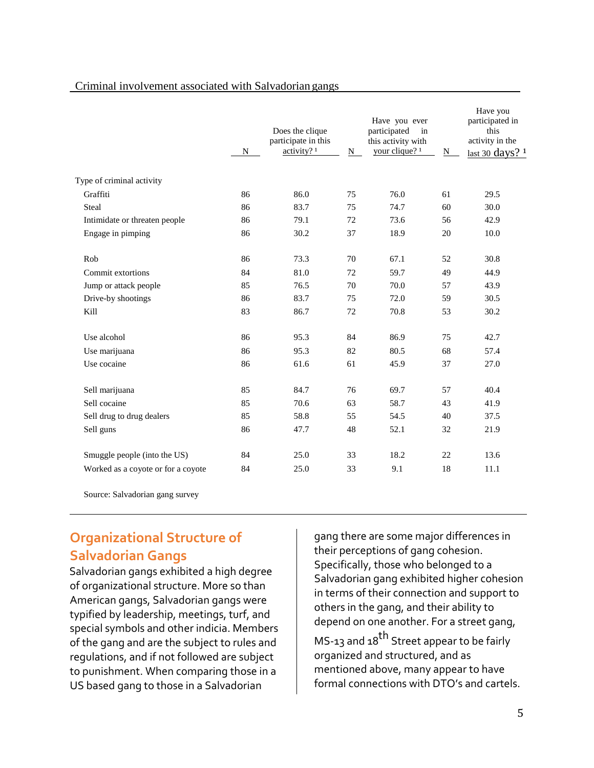Criminal involvement associated with Salvadorian gangs

| | N | Does the clique participate in this activity? [1] | N | Have you ever participated in this activity with your clique? [1] | N | Have you participated in this activity in the last 30 days? [1] |
|---|---|---|---|---|---|---|
| Type of criminal activity | | | | | | |
| Graffiti | 86 | 86.0 | 75 | 76.0 | 61 | 29.5 |
| Steal | 86 | 83.7 | 75 | 74.7 | 60 | 30.0 |
| Intimidate or threaten people | 86 | 79.1 | 72 | 73.6 | 56 | 42.9 |
| Engage in pimping | 86 | 30.2 | 37 | 18.9 | 20 | 10.0 |
| Rob | 86 | 73.3 | 70 | 67.1 | 52 | 30.8 |
| Commit extortions | 84 | 81.0 | 72 | 59.7 | 49 | 44.9 |
| Jump or attack people | 85 | 76.5 | 70 | 70.0 | 57 | 43.9 |
| Drive-by shootings | 86 | 83.7 | 75 | 72.0 | 59 | 30.5 |
| Kill | 83 | 86.7 | 72 | 70.8 | 53 | 30.2 |
| Use alcohol | 86 | 95.3 | 84 | 86.9 | 75 | 42.7 |
| Use marijuana | 86 | 95.3 | 82 | 80.5 | 68 | 57.4 |
| Use cocaine | 86 | 61.6 | 61 | 45.9 | 37 | 27.0 |
| Sell marijuana | 85 | 84.7 | 76 | 69.7 | 57 | 40.4 |
| Sell cocaine | 85 | 70.6 | 63 | 58.7 | 43 | 41.9 |
| Sell drug to drug dealers | 85 | 58.8 | 55 | 54.5 | 40 | 37.5 |
| Sell guns | 86 | 47.7 | 48 | 52.1 | 32 | 21.9 |
| Smuggle people (into the US) | 84 | 25.0 | 33 | 18.2 | 22 | 13.6 |
| Worked as a coyote or for a coyote | 84 | 25.0 | 33 | 9.1 | 18 | 11.1 |

Source: Salvadorian gang survey

## Organizational Structure of Salvadorian Gangs

Salvadorian gangs exhibited a high degree of organizational structure. More so than American gangs, Salvadorian gangs were typified by leadership, meetings, turf, and special symbols and other indicia. Members of the gang and are the subject to rules and regulations, and if not followed are subject to punishment. When comparing those in a US based gang to those in a Salvadorian gang there are some major differences in their perceptions of gang cohesion. Specifically, those who belonged to a Salvadorian gang exhibited higher cohesion in terms of their connection and support to others in the gang, and their ability to depend on one another. For a street gang, MS-13 and 18th Street appear to be fairly organized and structured, and as mentioned above, many appear to have formal connections with DTO's and cartels.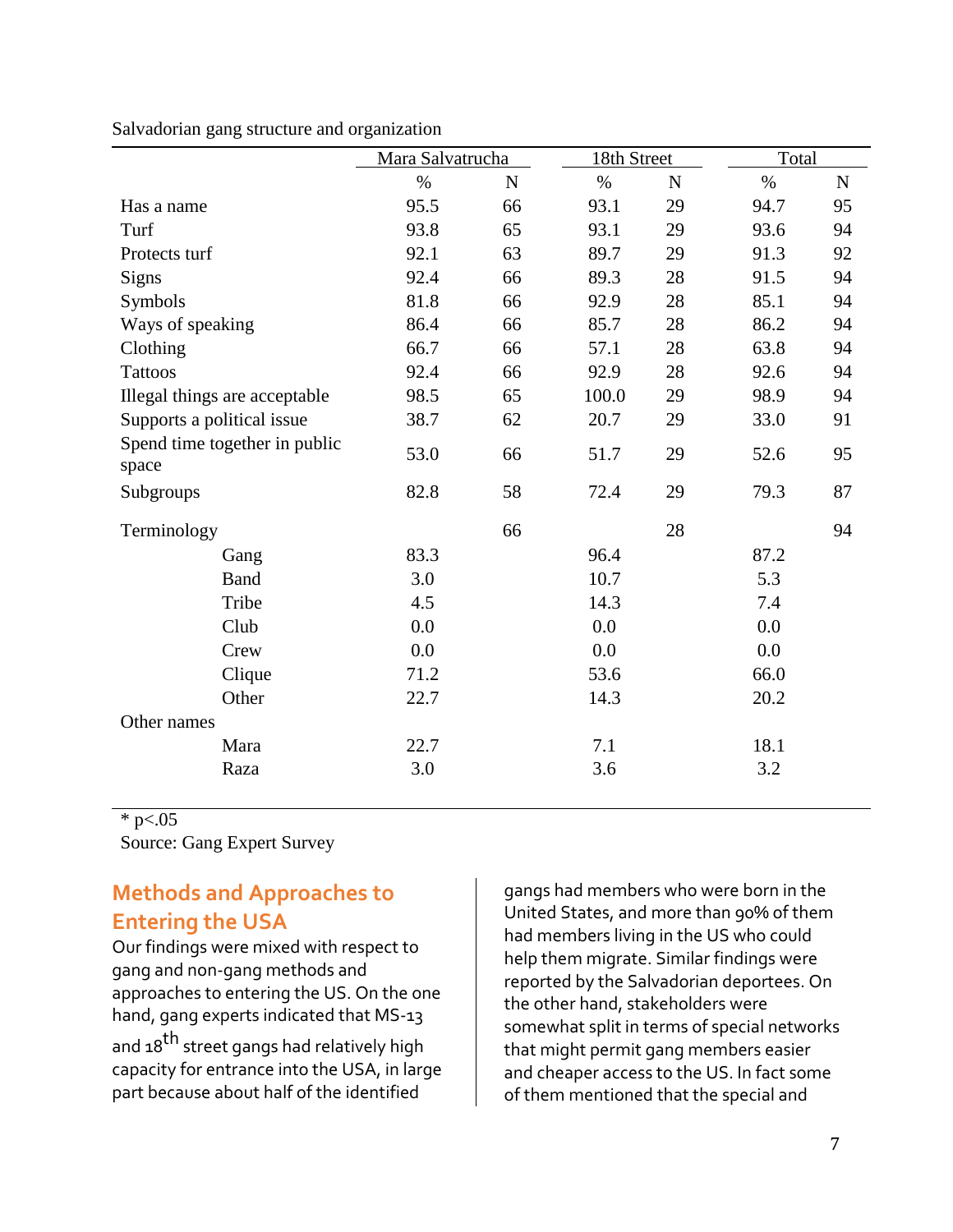Salvadorian gang structure and organization

| | Mara Salvatrucha | | 18th Street | | Total | |
|---|---|---|---|---|---|---|
| | % | N | % | N | % | N |
| Has a name | 95.5 | 66 | 93.1 | 29 | 94.7 | 95 |
| Turf | 93.8 | 65 | 93.1 | 29 | 93.6 | 94 |
| Protects turf | 92.1 | 63 | 89.7 | 29 | 91.3 | 92 |
| Signs | 92.4 | 66 | 89.3 | 28 | 91.5 | 94 |
| Symbols | 81.8 | 66 | 92.9 | 28 | 85.1 | 94 |
| Ways of speaking | 86.4 | 66 | 85.7 | 28 | 86.2 | 94 |
| Clothing | 66.7 | 66 | 57.1 | 28 | 63.8 | 94 |
| Tattoos | 92.4 | 66 | 92.9 | 28 | 92.6 | 94 |
| Illegal things are acceptable | 98.5 | 65 | 100.0 | 29 | 98.9 | 94 |
| Supports a political issue | 38.7 | 62 | 20.7 | 29 | 33.0 | 91 |
| Spend time together in public space | 53.0 | 66 | 51.7 | 29 | 52.6 | 95 |
| Subgroups | 82.8 | 58 | 72.4 | 29 | 79.3 | 87 |
| Terminology | | 66 | | 28 | | 94 |
| Gang | 83.3 | | 96.4 | | 87.2 | |
| Band | 3.0 | | 10.7 | | 5.3 | |
| Tribe | 4.5 | | 14.3 | | 7.4 | |
| Club | 0.0 | | 0.0 | | 0.0 | |
| Crew | 0.0 | | 0.0 | | 0.0 | |
| Clique | 71.2 | | 53.6 | | 66.0 | |
| Other | 22.7 | | 14.3 | | 20.2 | |
| Other names | | | | | | |
| Mara | 22.7 | | 7.1 | | 18.1 | |
| Raza | 3.0 | | 3.6 | | 3.2 | |

\* p<.05

Source: Gang Expert Survey

## Methods and Approaches to Entering the USA

Our findings were mixed with respect to gang and non-gang methods and approaches to entering the US. On the one hand, gang experts indicated that MS-13 and 18th street gangs had relatively high capacity for entrance into the USA, in large part because about half of the identified gangs had members who were born in the United States, and more than 90% of them had members living in the US who could help them migrate. Similar findings were reported by the Salvadorian deportees. On the other hand, stakeholders were somewhat split in terms of special networks that might permit gang members easier and cheaper access to the US. In fact some of them mentioned that the special and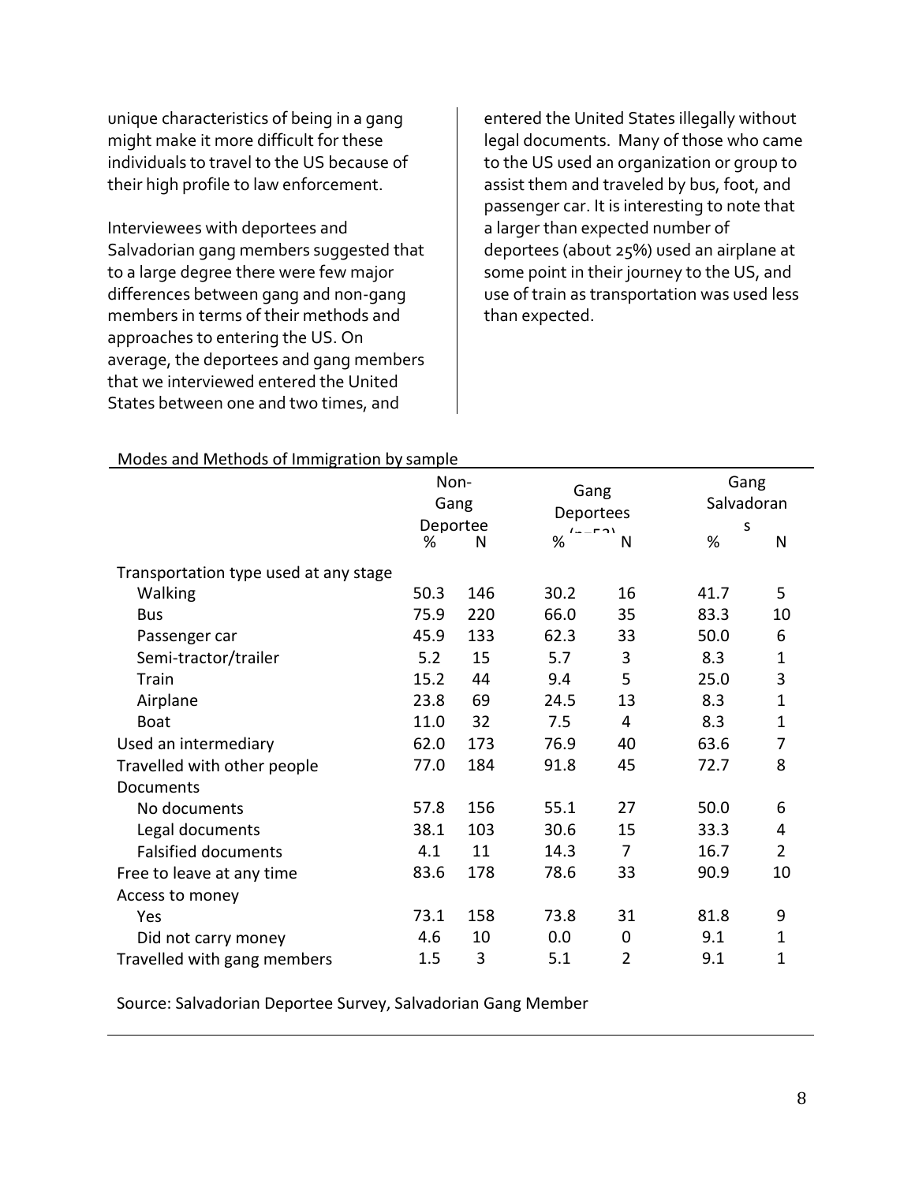unique characteristics of being in a gang might make it more difficult for these individuals to travel to the US because of their high profile to law enforcement.

Interviewees with deportees and Salvadorian gang members suggested that to a large degree there were few major differences between gang and non-gang members in terms of their methods and approaches to entering the US. On average, the deportees and gang members that we interviewed entered the United States between one and two times, and entered the United States illegally without legal documents. Many of those who came to the US used an organization or group to assist them and traveled by bus, foot, and passenger car. It is interesting to note that a larger than expected number of deportees (about 25%) used an airplane at some point in their journey to the US, and use of train as transportation was used less than expected.

Modes and Methods of Immigration by sample

| | Non-Gang Deportee | | Gang Deportees (n=53) | | Gang Salvadorans | |
|---|---|---|---|---|---|---|
| | % | N | % | N | % | N |
| Transportation type used at any stage | | | | | | |
| Walking | 50.3 | 146 | 30.2 | 16 | 41.7 | 5 |
| Bus | 75.9 | 220 | 66.0 | 35 | 83.3 | 10 |
| Passenger car | 45.9 | 133 | 62.3 | 33 | 50.0 | 6 |
| Semi-tractor/trailer | 5.2 | 15 | 5.7 | 3 | 8.3 | 1 |
| Train | 15.2 | 44 | 9.4 | 5 | 25.0 | 3 |
| Airplane | 23.8 | 69 | 24.5 | 13 | 8.3 | 1 |
| Boat | 11.0 | 32 | 7.5 | 4 | 8.3 | 1 |
| Used an intermediary | 62.0 | 173 | 76.9 | 40 | 63.6 | 7 |
| Travelled with other people | 77.0 | 184 | 91.8 | 45 | 72.7 | 8 |
| Documents | | | | | | |
| No documents | 57.8 | 156 | 55.1 | 27 | 50.0 | 6 |
| Legal documents | 38.1 | 103 | 30.6 | 15 | 33.3 | 4 |
| Falsified documents | 4.1 | 11 | 14.3 | 7 | 16.7 | 2 |
| Free to leave at any time | 83.6 | 178 | 78.6 | 33 | 90.9 | 10 |
| Access to money | | | | | | |
| Yes | 73.1 | 158 | 73.8 | 31 | 81.8 | 9 |
| Did not carry money | 4.6 | 10 | 0.0 | 0 | 9.1 | 1 |
| Travelled with gang members | 1.5 | 3 | 5.1 | 2 | 9.1 | 1 |

Source: Salvadorian Deportee Survey, Salvadorian Gang Member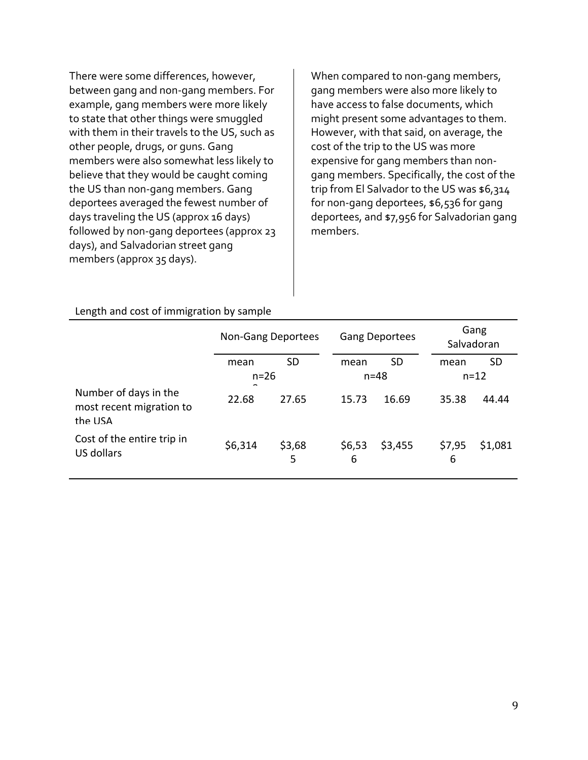There were some differences, however, between gang and non-gang members. For example, gang members were more likely to state that other things were smuggled with them in their travels to the US, such as other people, drugs, or guns. Gang members were also somewhat less likely to believe that they would be caught coming the US than non-gang members. Gang deportees averaged the fewest number of days traveling the US (approx 16 days) followed by non-gang deportees (approx 23 days), and Salvadorian street gang members (approx 35 days).

When compared to non-gang members, gang members were also more likely to have access to false documents, which might present some advantages to them. However, with that said, on average, the cost of the trip to the US was more expensive for gang members than non-gang members. Specifically, the cost of the trip from El Salvador to the US was $6,314 for non-gang deportees, $6,536 for gang deportees, and $7,956 for Salvadorian gang members.

Length and cost of immigration by sample

| | Non-Gang Deportees | | Gang Deportees | | Gang Salvadoran | |
|---|---|---|---|---|---|---|
| | mean | SD | mean | SD | mean | SD |
| | n=26 | | n=48 | | n=12 | |
| Number of days in the most recent migration to the USA | 22.68 | 27.65 | 15.73 | 16.69 | 35.38 | 44.44 |
| Cost of the entire trip in US dollars | $6,314 | $3,685 | $6,536 | $3,455 | $7,956 | $1,081 |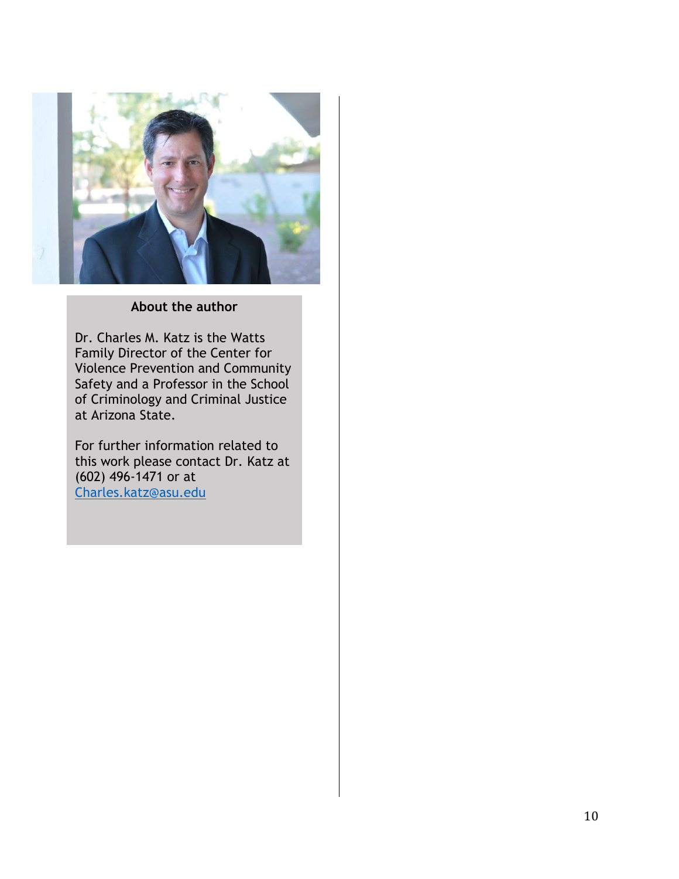**About the author**

Dr. Charles M. Katz is the Watts Family Director of the Center for Violence Prevention and Community Safety and a Professor in the School of Criminology and Criminal Justice at Arizona State.

For further information related to this work please contact Dr. Katz at (602) 496-1471 or at Charles.katz@asu.edu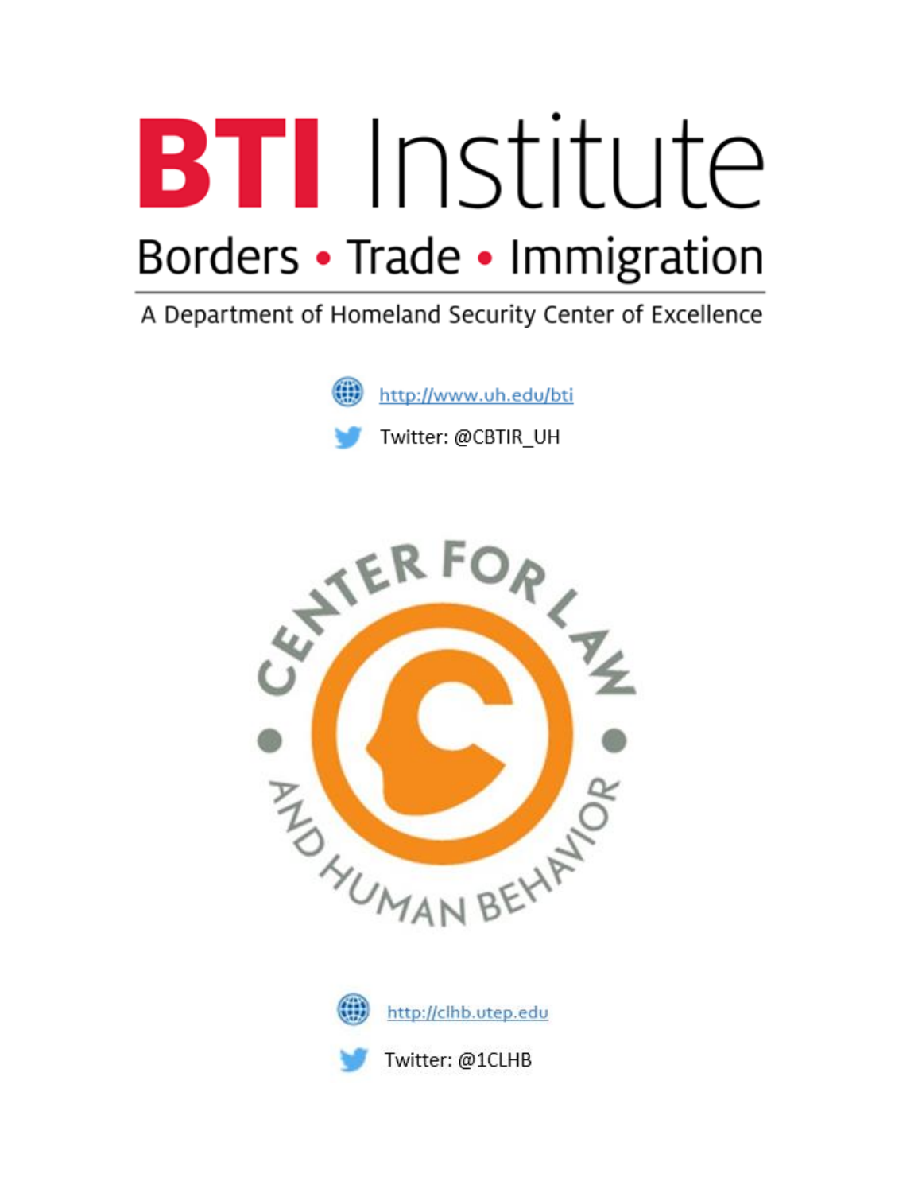# BTI Institute

Borders • Trade • Immigration

A Department of Homeland Security Center of Excellence

http://www.uh.edu/bti

Twitter: @CBTIR_UH

CENTER FOR LAW • AND HUMAN BEHAVIOR •

http://clhb.utep.edu

Twitter: @1CLHB